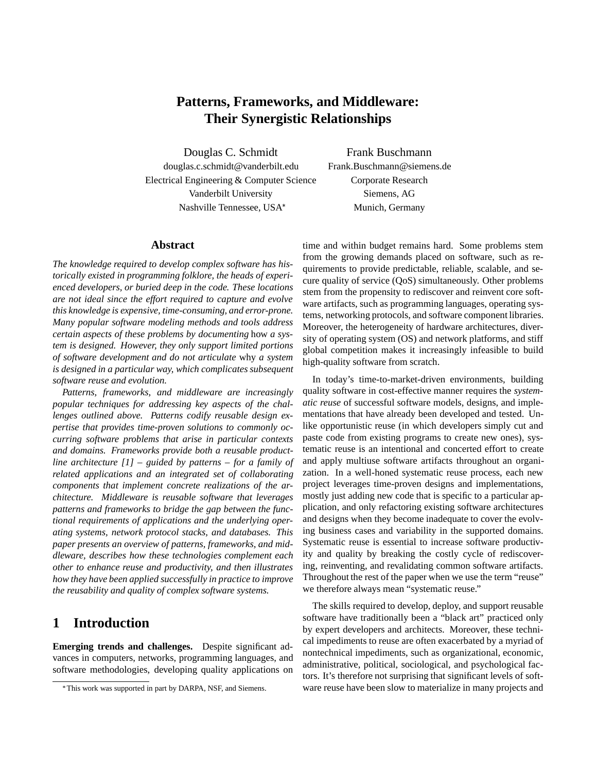# Patterns, Frameworks, and Middleware: Their Synergistic Relationships

Douglas C. Schmidt
douglas.c.schmidt@vanderbilt.edu
Electrical Engineering & Computer Science
Vanderbilt University
Nashville Tennessee, USA*

Frank Buschmann
Frank.Buschmann@siemens.de
Corporate Research
Siemens, AG
Munich, Germany

## Abstract

*The knowledge required to develop complex software has historically existed in programming folklore, the heads of experienced developers, or buried deep in the code. These locations are not ideal since the effort required to capture and evolve this knowledge is expensive, time-consuming, and error-prone. Many popular software modeling methods and tools address certain aspects of these problems by documenting* how *a system is designed. However, they only support limited portions of software development and do not articulate* why *a system is designed in a particular way, which complicates subsequent software reuse and evolution.*

*Patterns, frameworks, and middleware are increasingly popular techniques for addressing key aspects of the challenges outlined above. Patterns codify reusable design expertise that provides time-proven solutions to commonly occurring software problems that arise in particular contexts and domains. Frameworks provide both a reusable product-line architecture [1] – guided by patterns – for a family of related applications and an integrated set of collaborating components that implement concrete realizations of the architecture. Middleware is reusable software that leverages patterns and frameworks to bridge the gap between the functional requirements of applications and the underlying operating systems, network protocol stacks, and databases. This paper presents an overview of patterns, frameworks, and middleware, describes how these technologies complement each other to enhance reuse and productivity, and then illustrates how they have been applied successfully in practice to improve the reusability and quality of complex software systems.*

## 1 Introduction

**Emerging trends and challenges.** Despite significant advances in computers, networks, programming languages, and software methodologies, developing quality applications on time and within budget remains hard. Some problems stem from the growing demands placed on software, such as requirements to provide predictable, reliable, scalable, and secure quality of service (QoS) simultaneously. Other problems stem from the propensity to rediscover and reinvent core software artifacts, such as programming languages, operating systems, networking protocols, and software component libraries. Moreover, the heterogeneity of hardware architectures, diversity of operating system (OS) and network platforms, and stiff global competition makes it increasingly infeasible to build high-quality software from scratch.

In today's time-to-market-driven environments, building quality software in cost-effective manner requires the *systematic reuse* of successful software models, designs, and implementations that have already been developed and tested. Unlike opportunistic reuse (in which developers simply cut and paste code from existing programs to create new ones), systematic reuse is an intentional and concerted effort to create and apply multiuse software artifacts throughout an organization. In a well-honed systematic reuse process, each new project leverages time-proven designs and implementations, mostly just adding new code that is specific to a particular application, and only refactoring existing software architectures and designs when they become inadequate to cover the evolving business cases and variability in the supported domains. Systematic reuse is essential to increase software productivity and quality by breaking the costly cycle of rediscovering, reinventing, and revalidating common software artifacts. Throughout the rest of the paper when we use the term "reuse" we therefore always mean "systematic reuse."

The skills required to develop, deploy, and support reusable software have traditionally been a "black art" practiced only by expert developers and architects. Moreover, these technical impediments to reuse are often exacerbated by a myriad of nontechnical impediments, such as organizational, economic, administrative, political, sociological, and psychological factors. It's therefore not surprising that significant levels of software reuse have been slow to materialize in many projects and

*This work was supported in part by DARPA, NSF, and Siemens.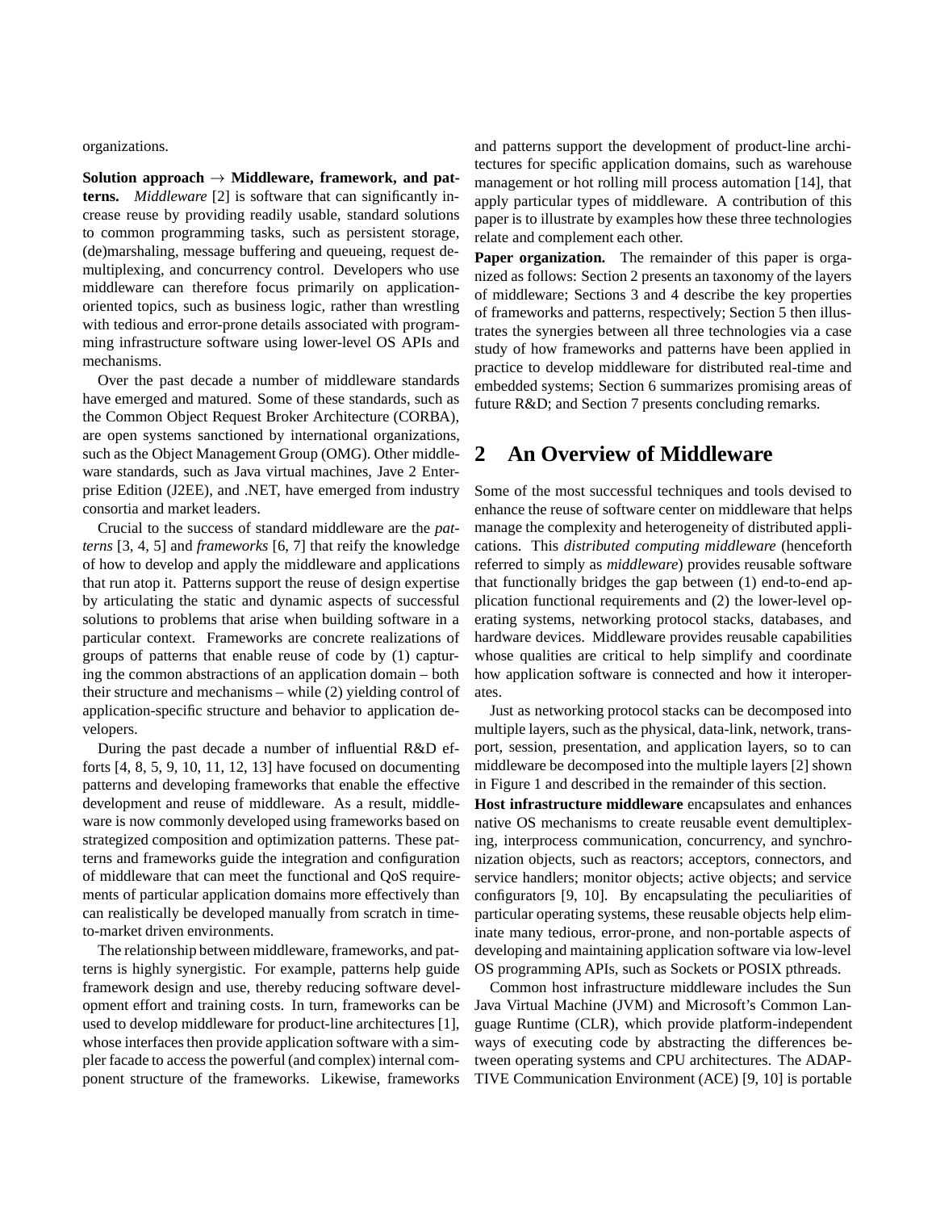organizations.

**Solution approach → Middleware, framework, and patterns.** *Middleware* [2] is software that can significantly increase reuse by providing readily usable, standard solutions to common programming tasks, such as persistent storage, (de)marshaling, message buffering and queueing, request demultiplexing, and concurrency control. Developers who use middleware can therefore focus primarily on application-oriented topics, such as business logic, rather than wrestling with tedious and error-prone details associated with programming infrastructure software using lower-level OS APIs and mechanisms.

Over the past decade a number of middleware standards have emerged and matured. Some of these standards, such as the Common Object Request Broker Architecture (CORBA), are open systems sanctioned by international organizations, such as the Object Management Group (OMG). Other middleware standards, such as Java virtual machines, Jave 2 Enterprise Edition (J2EE), and .NET, have emerged from industry consortia and market leaders.

Crucial to the success of standard middleware are the *patterns* [3, 4, 5] and *frameworks* [6, 7] that reify the knowledge of how to develop and apply the middleware and applications that run atop it. Patterns support the reuse of design expertise by articulating the static and dynamic aspects of successful solutions to problems that arise when building software in a particular context. Frameworks are concrete realizations of groups of patterns that enable reuse of code by (1) capturing the common abstractions of an application domain – both their structure and mechanisms – while (2) yielding control of application-specific structure and behavior to application developers.

During the past decade a number of influential R&D efforts [4, 8, 5, 9, 10, 11, 12, 13] have focused on documenting patterns and developing frameworks that enable the effective development and reuse of middleware. As a result, middleware is now commonly developed using frameworks based on strategized composition and optimization patterns. These patterns and frameworks guide the integration and configuration of middleware that can meet the functional and QoS requirements of particular application domains more effectively than can realistically be developed manually from scratch in time-to-market driven environments.

The relationship between middleware, frameworks, and patterns is highly synergistic. For example, patterns help guide framework design and use, thereby reducing software development effort and training costs. In turn, frameworks can be used to develop middleware for product-line architectures [1], whose interfaces then provide application software with a simpler facade to access the powerful (and complex) internal component structure of the frameworks. Likewise, frameworks and patterns support the development of product-line architectures for specific application domains, such as warehouse management or hot rolling mill process automation [14], that apply particular types of middleware. A contribution of this paper is to illustrate by examples how these three technologies relate and complement each other.

**Paper organization.** The remainder of this paper is organized as follows: Section 2 presents an taxonomy of the layers of middleware; Sections 3 and 4 describe the key properties of frameworks and patterns, respectively; Section 5 then illustrates the synergies between all three technologies via a case study of how frameworks and patterns have been applied in practice to develop middleware for distributed real-time and embedded systems; Section 6 summarizes promising areas of future R&D; and Section 7 presents concluding remarks.

## 2 An Overview of Middleware

Some of the most successful techniques and tools devised to enhance the reuse of software center on middleware that helps manage the complexity and heterogeneity of distributed applications. This *distributed computing middleware* (henceforth referred to simply as *middleware*) provides reusable software that functionally bridges the gap between (1) end-to-end application functional requirements and (2) the lower-level operating systems, networking protocol stacks, databases, and hardware devices. Middleware provides reusable capabilities whose qualities are critical to help simplify and coordinate how application software is connected and how it interoperates.

Just as networking protocol stacks can be decomposed into multiple layers, such as the physical, data-link, network, transport, session, presentation, and application layers, so to can middleware be decomposed into the multiple layers [2] shown in Figure 1 and described in the remainder of this section.

**Host infrastructure middleware** encapsulates and enhances native OS mechanisms to create reusable event demultiplexing, interprocess communication, concurrency, and synchronization objects, such as reactors; acceptors, connectors, and service handlers; monitor objects; active objects; and service configurators [9, 10]. By encapsulating the peculiarities of particular operating systems, these reusable objects help eliminate many tedious, error-prone, and non-portable aspects of developing and maintaining application software via low-level OS programming APIs, such as Sockets or POSIX pthreads.

Common host infrastructure middleware includes the Sun Java Virtual Machine (JVM) and Microsoft's Common Language Runtime (CLR), which provide platform-independent ways of executing code by abstracting the differences between operating systems and CPU architectures. The ADAPTIVE Communication Environment (ACE) [9, 10] is portable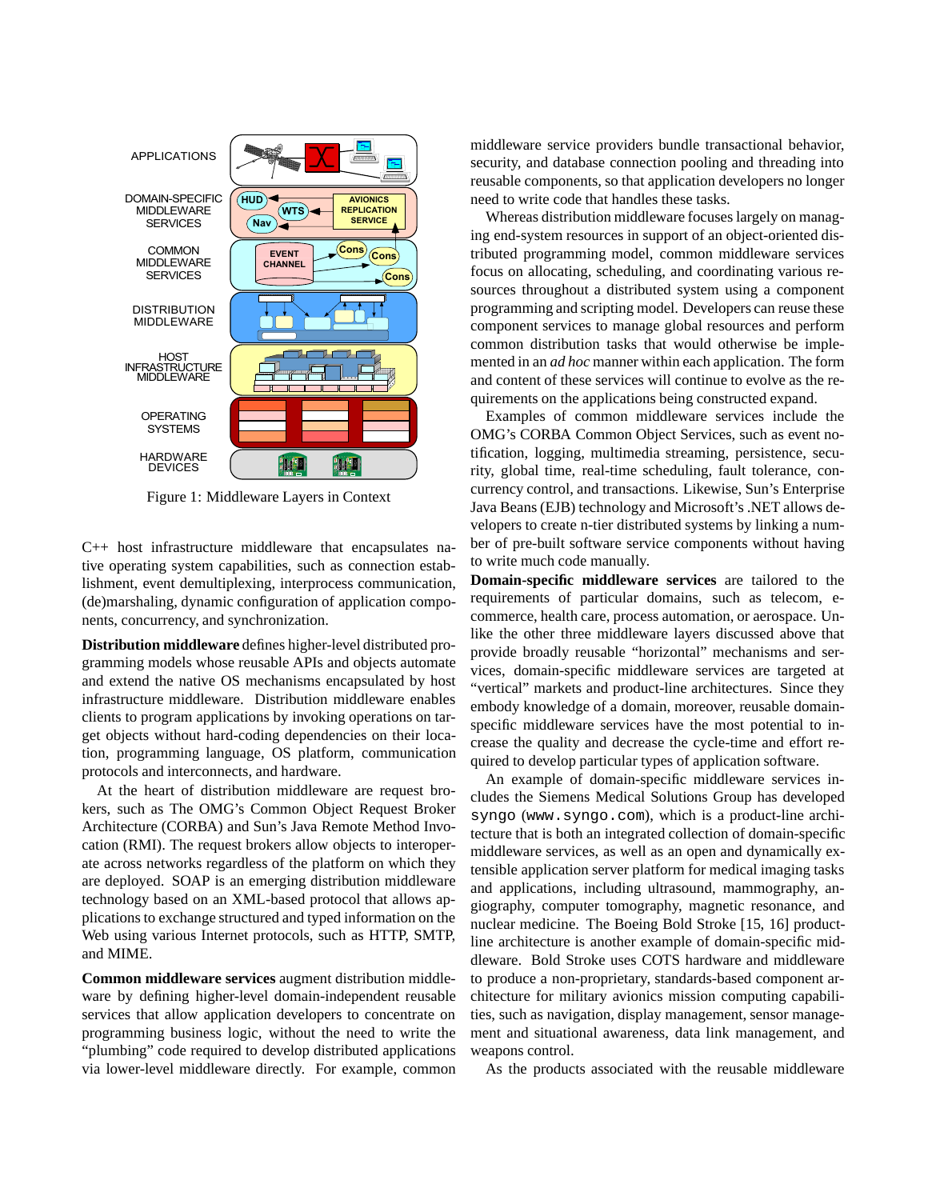Figure 1: Middleware Layers in Context

C++ host infrastructure middleware that encapsulates native operating system capabilities, such as connection establishment, event demultiplexing, interprocess communication, (de)marshaling, dynamic configuration of application components, concurrency, and synchronization.

**Distribution middleware** defines higher-level distributed programming models whose reusable APIs and objects automate and extend the native OS mechanisms encapsulated by host infrastructure middleware. Distribution middleware enables clients to program applications by invoking operations on target objects without hard-coding dependencies on their location, programming language, OS platform, communication protocols and interconnects, and hardware.

At the heart of distribution middleware are request brokers, such as The OMG's Common Object Request Broker Architecture (CORBA) and Sun's Java Remote Method Invocation (RMI). The request brokers allow objects to interoperate across networks regardless of the platform on which they are deployed. SOAP is an emerging distribution middleware technology based on an XML-based protocol that allows applications to exchange structured and typed information on the Web using various Internet protocols, such as HTTP, SMTP, and MIME.

**Common middleware services** augment distribution middleware by defining higher-level domain-independent reusable services that allow application developers to concentrate on programming business logic, without the need to write the "plumbing" code required to develop distributed applications via lower-level middleware directly. For example, common middleware service providers bundle transactional behavior, security, and database connection pooling and threading into reusable components, so that application developers no longer need to write code that handles these tasks.

Whereas distribution middleware focuses largely on managing end-system resources in support of an object-oriented distributed programming model, common middleware services focus on allocating, scheduling, and coordinating various resources throughout a distributed system using a component programming and scripting model. Developers can reuse these component services to manage global resources and perform common distribution tasks that would otherwise be implemented in an *ad hoc* manner within each application. The form and content of these services will continue to evolve as the requirements on the applications being constructed expand.

Examples of common middleware services include the OMG's CORBA Common Object Services, such as event notification, logging, multimedia streaming, persistence, security, global time, real-time scheduling, fault tolerance, concurrency control, and transactions. Likewise, Sun's Enterprise Java Beans (EJB) technology and Microsoft's .NET allows developers to create n-tier distributed systems by linking a number of pre-built software service components without having to write much code manually.

**Domain-specific middleware services** are tailored to the requirements of particular domains, such as telecom, e-commerce, health care, process automation, or aerospace. Unlike the other three middleware layers discussed above that provide broadly reusable "horizontal" mechanisms and services, domain-specific middleware services are targeted at "vertical" markets and product-line architectures. Since they embody knowledge of a domain, moreover, reusable domain-specific middleware services have the most potential to increase the quality and decrease the cycle-time and effort required to develop particular types of application software.

An example of domain-specific middleware services includes the Siemens Medical Solutions Group has developed `syngo` (`www.syngo.com`), which is a product-line architecture that is both an integrated collection of domain-specific middleware services, as well as an open and dynamically extensible application server platform for medical imaging tasks and applications, including ultrasound, mammography, angiography, computer tomography, magnetic resonance, and nuclear medicine. The Boeing Bold Stroke [15, 16] product-line architecture is another example of domain-specific middleware. Bold Stroke uses COTS hardware and middleware to produce a non-proprietary, standards-based component architecture for military avionics mission computing capabilities, such as navigation, display management, sensor management and situational awareness, data link management, and weapons control.

As the products associated with the reusable middleware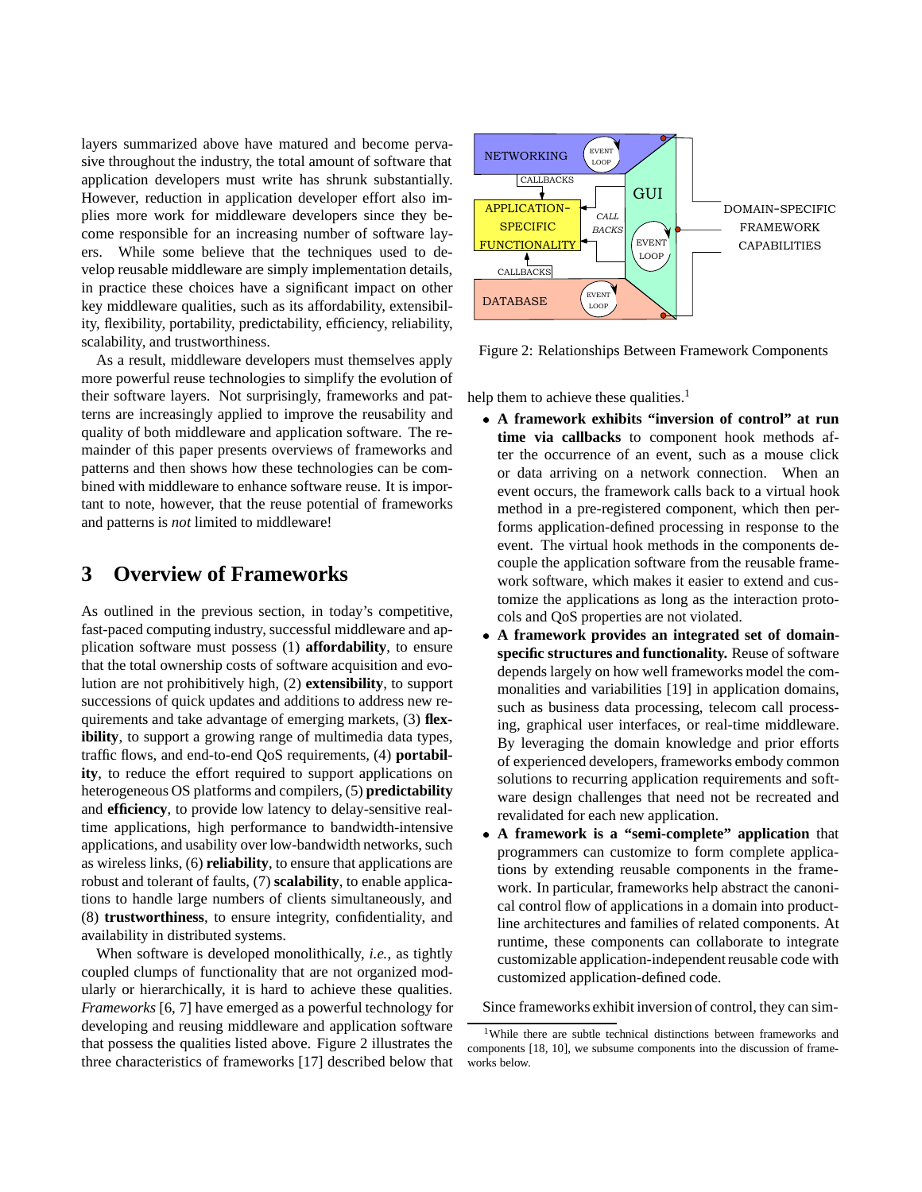layers summarized above have matured and become pervasive throughout the industry, the total amount of software that application developers must write has shrunk substantially. However, reduction in application developer effort also implies more work for middleware developers since they become responsible for an increasing number of software layers. While some believe that the techniques used to develop reusable middleware are simply implementation details, in practice these choices have a significant impact on other key middleware qualities, such as its affordability, extensibility, flexibility, portability, predictability, efficiency, reliability, scalability, and trustworthiness.

As a result, middleware developers must themselves apply more powerful reuse technologies to simplify the evolution of their software layers. Not surprisingly, frameworks and patterns are increasingly applied to improve the reusability and quality of both middleware and application software. The remainder of this paper presents overviews of frameworks and patterns and then shows how these technologies can be combined with middleware to enhance software reuse. It is important to note, however, that the reuse potential of frameworks and patterns is *not* limited to middleware!

# 3 Overview of Frameworks

As outlined in the previous section, in today's competitive, fast-paced computing industry, successful middleware and application software must possess (1) **affordability**, to ensure that the total ownership costs of software acquisition and evolution are not prohibitively high, (2) **extensibility**, to support successions of quick updates and additions to address new requirements and take advantage of emerging markets, (3) **flexibility**, to support a growing range of multimedia data types, traffic flows, and end-to-end QoS requirements, (4) **portability**, to reduce the effort required to support applications on heterogeneous OS platforms and compilers, (5) **predictability** and **efficiency**, to provide low latency to delay-sensitive real-time applications, high performance to bandwidth-intensive applications, and usability over low-bandwidth networks, such as wireless links, (6) **reliability**, to ensure that applications are robust and tolerant of faults, (7) **scalability**, to enable applications to handle large numbers of clients simultaneously, and (8) **trustworthiness**, to ensure integrity, confidentiality, and availability in distributed systems.

When software is developed monolithically, *i.e.*, as tightly coupled clumps of functionality that are not organized modularly or hierarchically, it is hard to achieve these qualities. *Frameworks* [6, 7] have emerged as a powerful technology for developing and reusing middleware and application software that possess the qualities listed above. Figure 2 illustrates the three characteristics of frameworks [17] described below that help them to achieve these qualities.[1]

Figure 2: Relationships Between Framework Components

- **A framework exhibits "inversion of control" at run time via callbacks** to component hook methods after the occurrence of an event, such as a mouse click or data arriving on a network connection. When an event occurs, the framework calls back to a virtual hook method in a pre-registered component, which then performs application-defined processing in response to the event. The virtual hook methods in the components decouple the application software from the reusable framework software, which makes it easier to extend and customize the applications as long as the interaction protocols and QoS properties are not violated.
- **A framework provides an integrated set of domain-specific structures and functionality.** Reuse of software depends largely on how well frameworks model the commonalities and variabilities [19] in application domains, such as business data processing, telecom call processing, graphical user interfaces, or real-time middleware. By leveraging the domain knowledge and prior efforts of experienced developers, frameworks embody common solutions to recurring application requirements and software design challenges that need not be recreated and revalidated for each new application.
- **A framework is a "semi-complete" application** that programmers can customize to form complete applications by extending reusable components in the framework. In particular, frameworks help abstract the canonical control flow of applications in a domain into product-line architectures and families of related components. At runtime, these components can collaborate to integrate customizable application-independent reusable code with customized application-defined code.

Since frameworks exhibit inversion of control, they can sim-

[1] While there are subtle technical distinctions between frameworks and components [18, 10], we subsume components into the discussion of frameworks below.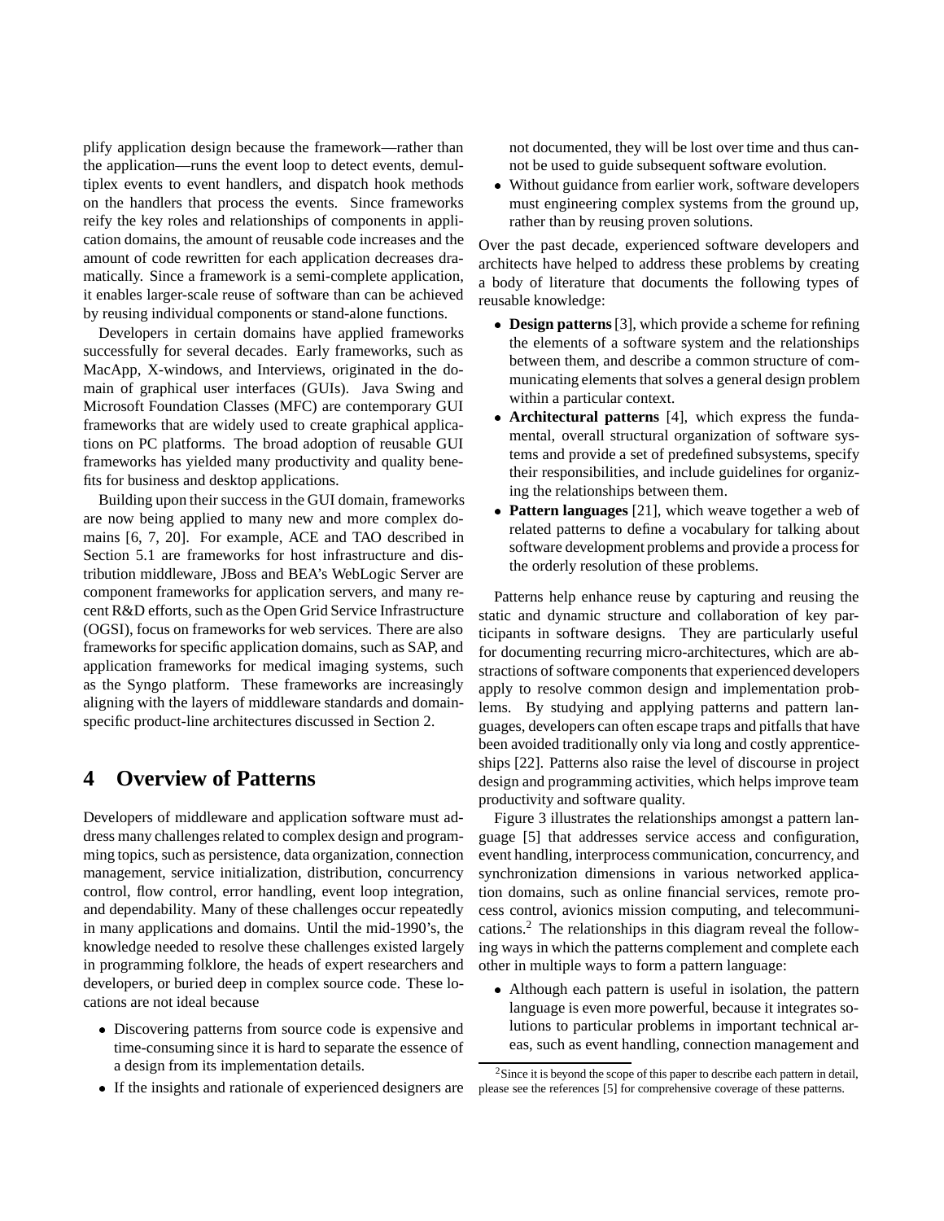plify application design because the framework—rather than the application—runs the event loop to detect events, demultiplex events to event handlers, and dispatch hook methods on the handlers that process the events. Since frameworks reify the key roles and relationships of components in application domains, the amount of reusable code increases and the amount of code rewritten for each application decreases dramatically. Since a framework is a semi-complete application, it enables larger-scale reuse of software than can be achieved by reusing individual components or stand-alone functions.

Developers in certain domains have applied frameworks successfully for several decades. Early frameworks, such as MacApp, X-windows, and Interviews, originated in the domain of graphical user interfaces (GUIs). Java Swing and Microsoft Foundation Classes (MFC) are contemporary GUI frameworks that are widely used to create graphical applications on PC platforms. The broad adoption of reusable GUI frameworks has yielded many productivity and quality benefits for business and desktop applications.

Building upon their success in the GUI domain, frameworks are now being applied to many new and more complex domains [6, 7, 20]. For example, ACE and TAO described in Section 5.1 are frameworks for host infrastructure and distribution middleware, JBoss and BEA's WebLogic Server are component frameworks for application servers, and many recent R&D efforts, such as the Open Grid Service Infrastructure (OGSI), focus on frameworks for web services. There are also frameworks for specific application domains, such as SAP, and application frameworks for medical imaging systems, such as the Syngo platform. These frameworks are increasingly aligning with the layers of middleware standards and domain-specific product-line architectures discussed in Section 2.

# 4 Overview of Patterns

Developers of middleware and application software must address many challenges related to complex design and programming topics, such as persistence, data organization, connection management, service initialization, distribution, concurrency control, flow control, error handling, event loop integration, and dependability. Many of these challenges occur repeatedly in many applications and domains. Until the mid-1990's, the knowledge needed to resolve these challenges existed largely in programming folklore, the heads of expert researchers and developers, or buried deep in complex source code. These locations are not ideal because

- Discovering patterns from source code is expensive and time-consuming since it is hard to separate the essence of a design from its implementation details.
- If the insights and rationale of experienced designers are not documented, they will be lost over time and thus cannot be used to guide subsequent software evolution.
- Without guidance from earlier work, software developers must engineering complex systems from the ground up, rather than by reusing proven solutions.

Over the past decade, experienced software developers and architects have helped to address these problems by creating a body of literature that documents the following types of reusable knowledge:

- **Design patterns** [3], which provide a scheme for refining the elements of a software system and the relationships between them, and describe a common structure of communicating elements that solves a general design problem within a particular context.
- **Architectural patterns** [4], which express the fundamental, overall structural organization of software systems and provide a set of predefined subsystems, specify their responsibilities, and include guidelines for organizing the relationships between them.
- **Pattern languages** [21], which weave together a web of related patterns to define a vocabulary for talking about software development problems and provide a process for the orderly resolution of these problems.

Patterns help enhance reuse by capturing and reusing the static and dynamic structure and collaboration of key participants in software designs. They are particularly useful for documenting recurring micro-architectures, which are abstractions of software components that experienced developers apply to resolve common design and implementation problems. By studying and applying patterns and pattern languages, developers can often escape traps and pitfalls that have been avoided traditionally only via long and costly apprenticeships [22]. Patterns also raise the level of discourse in project design and programming activities, which helps improve team productivity and software quality.

Figure 3 illustrates the relationships amongst a pattern language [5] that addresses service access and configuration, event handling, interprocess communication, concurrency, and synchronization dimensions in various networked application domains, such as online financial services, remote process control, avionics mission computing, and telecommunications.[2] The relationships in this diagram reveal the following ways in which the patterns complement and complete each other in multiple ways to form a pattern language:

- Although each pattern is useful in isolation, the pattern language is even more powerful, because it integrates solutions to particular problems in important technical areas, such as event handling, connection management and

[2] Since it is beyond the scope of this paper to describe each pattern in detail, please see the references [5] for comprehensive coverage of these patterns.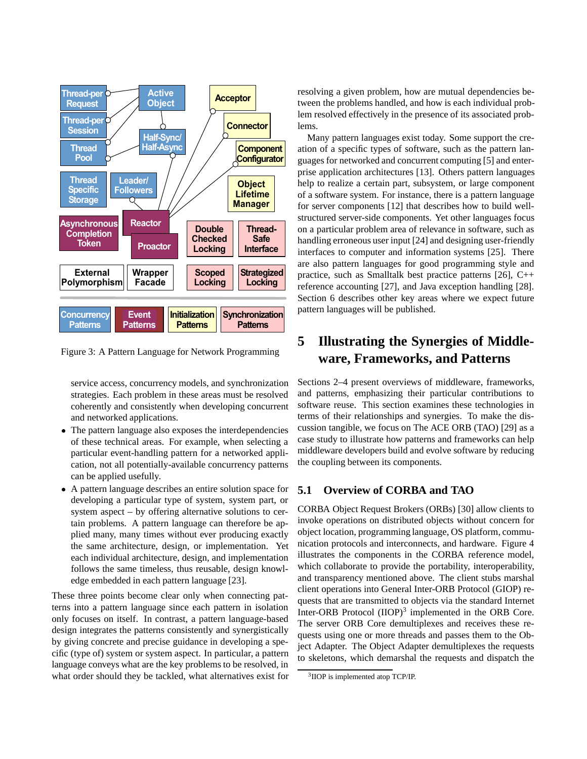Figure 3: A Pattern Language for Network Programming

service access, concurrency models, and synchronization strategies. Each problem in these areas must be resolved coherently and consistently when developing concurrent and networked applications.

- The pattern language also exposes the interdependencies of these technical areas. For example, when selecting a particular event-handling pattern for a networked application, not all potentially-available concurrency patterns can be applied usefully.
- A pattern language describes an entire solution space for developing a particular type of system, system part, or system aspect – by offering alternative solutions to certain problems. A pattern language can therefore be applied many, many times without ever producing exactly the same architecture, design, or implementation. Yet each individual architecture, design, and implementation follows the same timeless, thus reusable, design knowledge embedded in each pattern language [23].

These three points become clear only when connecting patterns into a pattern language since each pattern in isolation only focuses on itself. In contrast, a pattern language-based design integrates the patterns consistently and synergistically by giving concrete and precise guidance in developing a specific (type of) system or system aspect. In particular, a pattern language conveys what are the key problems to be resolved, in what order should they be tackled, what alternatives exist for resolving a given problem, how are mutual dependencies between the problems handled, and how is each individual problem resolved effectively in the presence of its associated problems.

Many pattern languages exist today. Some support the creation of a specific types of software, such as the pattern languages for networked and concurrent computing [5] and enterprise application architectures [13]. Others pattern languages help to realize a certain part, subsystem, or large component of a software system. For instance, there is a pattern language for server components [12] that describes how to build well-structured server-side components. Yet other languages focus on a particular problem area of relevance in software, such as handling erroneous user input [24] and designing user-friendly interfaces to computer and information systems [25]. There are also pattern languages for good programming style and practice, such as Smalltalk best practice patterns [26], C++ reference accounting [27], and Java exception handling [28]. Section 6 describes other key areas where we expect future pattern languages will be published.

# 5 Illustrating the Synergies of Middleware, Frameworks, and Patterns

Sections 2–4 present overviews of middleware, frameworks, and patterns, emphasizing their particular contributions to software reuse. This section examines these technologies in terms of their relationships and synergies. To make the discussion tangible, we focus on The ACE ORB (TAO) [29] as a case study to illustrate how patterns and frameworks can help middleware developers build and evolve software by reducing the coupling between its components.

## 5.1 Overview of CORBA and TAO

CORBA Object Request Brokers (ORBs) [30] allow clients to invoke operations on distributed objects without concern for object location, programming language, OS platform, communication protocols and interconnects, and hardware. Figure 4 illustrates the components in the CORBA reference model, which collaborate to provide the portability, interoperability, and transparency mentioned above. The client stubs marshal client operations into General Inter-ORB Protocol (GIOP) requests that are transmitted to objects via the standard Internet Inter-ORB Protocol (IIOP)[3] implemented in the ORB Core. The server ORB Core demultiplexes and receives these requests using one or more threads and passes them to the Object Adapter. The Object Adapter demultiplexes the requests to skeletons, which demarshal the requests and dispatch the

[3] IIOP is implemented atop TCP/IP.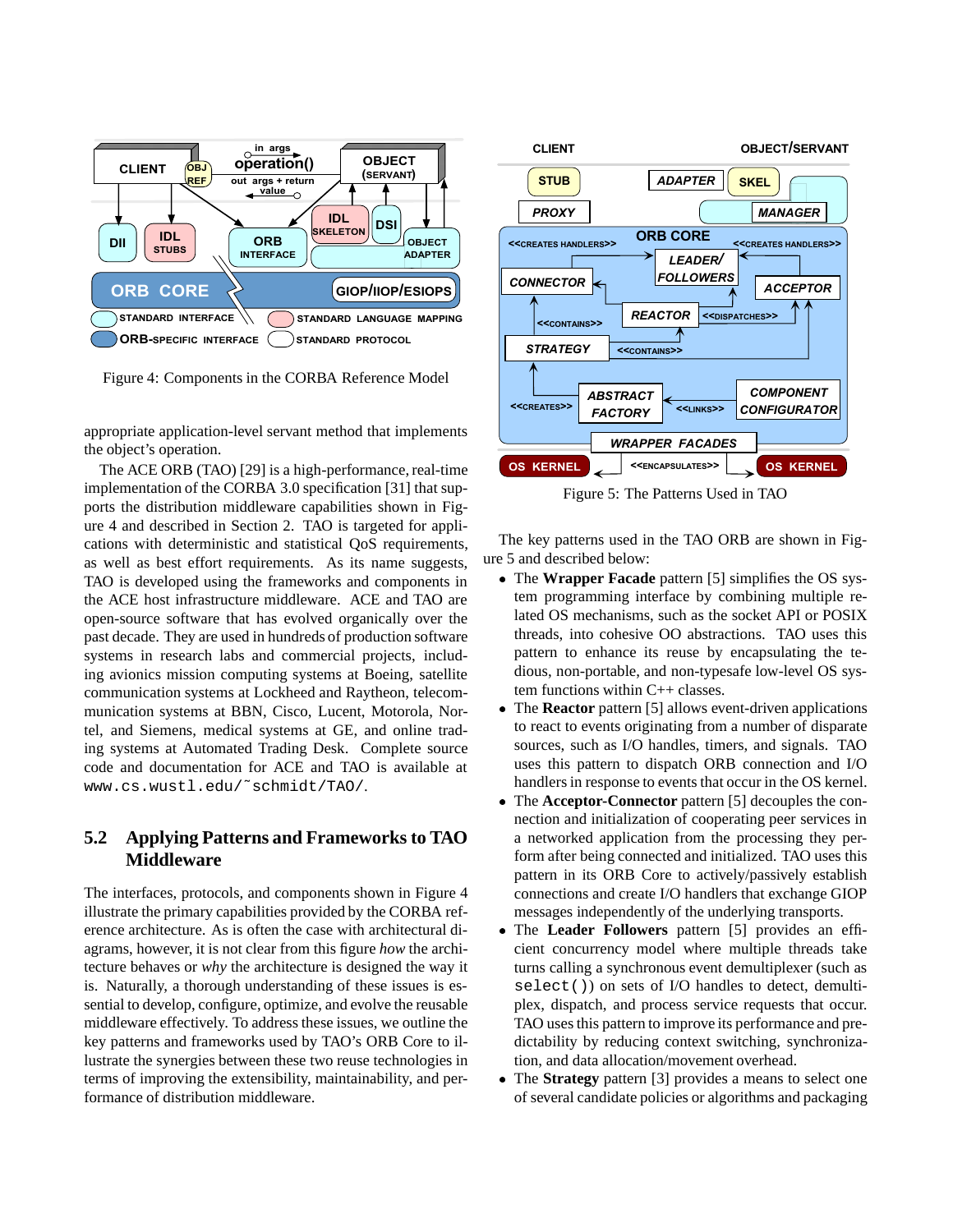Figure 4: Components in the CORBA Reference Model

appropriate application-level servant method that implements the object's operation.

The ACE ORB (TAO) [29] is a high-performance, real-time implementation of the CORBA 3.0 specification [31] that supports the distribution middleware capabilities shown in Figure 4 and described in Section 2. TAO is targeted for applications with deterministic and statistical QoS requirements, as well as best effort requirements. As its name suggests, TAO is developed using the frameworks and components in the ACE host infrastructure middleware. ACE and TAO are open-source software that has evolved organically over the past decade. They are used in hundreds of production software systems in research labs and commercial projects, including avionics mission computing systems at Boeing, satellite communication systems at Lockheed and Raytheon, telecommunication systems at BBN, Cisco, Lucent, Motorola, Nortel, and Siemens, medical systems at GE, and online trading systems at Automated Trading Desk. Complete source code and documentation for ACE and TAO is available at `www.cs.wustl.edu/˜schmidt/TAO/`.

### 5.2 Applying Patterns and Frameworks to TAO Middleware

The interfaces, protocols, and components shown in Figure 4 illustrate the primary capabilities provided by the CORBA reference architecture. As is often the case with architectural diagrams, however, it is not clear from this figure *how* the architecture behaves or *why* the architecture is designed the way it is. Naturally, a thorough understanding of these issues is essential to develop, configure, optimize, and evolve the reusable middleware effectively. To address these issues, we outline the key patterns and frameworks used by TAO's ORB Core to illustrate the synergies between these two reuse technologies in terms of improving the extensibility, maintainability, and performance of distribution middleware.

Figure 5: The Patterns Used in TAO

The key patterns used in the TAO ORB are shown in Figure 5 and described below:

- The **Wrapper Facade** pattern [5] simplifies the OS system programming interface by combining multiple related OS mechanisms, such as the socket API or POSIX threads, into cohesive OO abstractions. TAO uses this pattern to enhance its reuse by encapsulating the tedious, non-portable, and non-typesafe low-level OS system functions within C++ classes.
- The **Reactor** pattern [5] allows event-driven applications to react to events originating from a number of disparate sources, such as I/O handles, timers, and signals. TAO uses this pattern to dispatch ORB connection and I/O handlers in response to events that occur in the OS kernel.
- The **Acceptor-Connector** pattern [5] decouples the connection and initialization of cooperating peer services in a networked application from the processing they perform after being connected and initialized. TAO uses this pattern in its ORB Core to actively/passively establish connections and create I/O handlers that exchange GIOP messages independently of the underlying transports.
- The **Leader Followers** pattern [5] provides an efficient concurrency model where multiple threads take turns calling a synchronous event demultiplexer (such as `select()`) on sets of I/O handles to detect, demultiplex, dispatch, and process service requests that occur. TAO uses this pattern to improve its performance and predictability by reducing context switching, synchronization, and data allocation/movement overhead.
- The **Strategy** pattern [3] provides a means to select one of several candidate policies or algorithms and packaging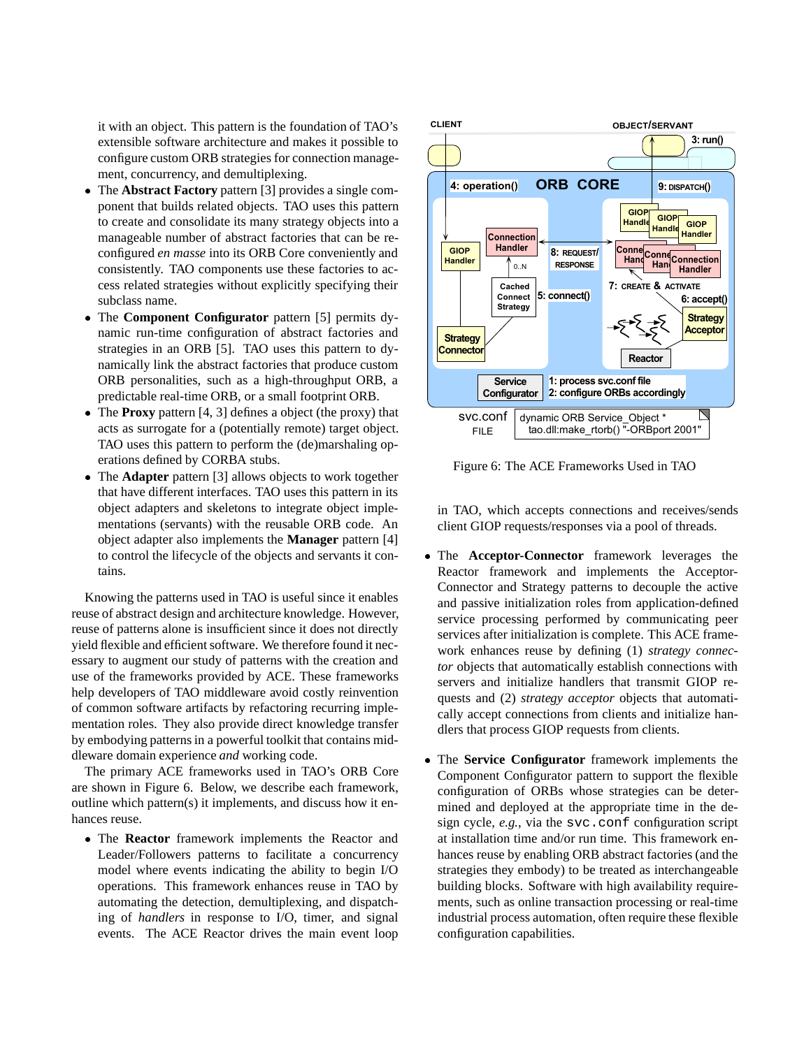it with an object. This pattern is the foundation of TAO's extensible software architecture and makes it possible to configure custom ORB strategies for connection management, concurrency, and demultiplexing.

- The **Abstract Factory** pattern [3] provides a single component that builds related objects. TAO uses this pattern to create and consolidate its many strategy objects into a manageable number of abstract factories that can be reconfigured *en masse* into its ORB Core conveniently and consistently. TAO components use these factories to access related strategies without explicitly specifying their subclass name.
- The **Component Configurator** pattern [5] permits dynamic run-time configuration of abstract factories and strategies in an ORB [5]. TAO uses this pattern to dynamically link the abstract factories that produce custom ORB personalities, such as a high-throughput ORB, a predictable real-time ORB, or a small footprint ORB.
- The **Proxy** pattern [4, 3] defines a object (the proxy) that acts as surrogate for a (potentially remote) target object. TAO uses this pattern to perform the (de)marshaling operations defined by CORBA stubs.
- The **Adapter** pattern [3] allows objects to work together that have different interfaces. TAO uses this pattern in its object adapters and skeletons to integrate object implementations (servants) with the reusable ORB code. An object adapter also implements the **Manager** pattern [4] to control the lifecycle of the objects and servants it contains.

Knowing the patterns used in TAO is useful since it enables reuse of abstract design and architecture knowledge. However, reuse of patterns alone is insufficient since it does not directly yield flexible and efficient software. We therefore found it necessary to augment our study of patterns with the creation and use of the frameworks provided by ACE. These frameworks help developers of TAO middleware avoid costly reinvention of common software artifacts by refactoring recurring implementation roles. They also provide direct knowledge transfer by embodying patterns in a powerful toolkit that contains middleware domain experience *and* working code.

The primary ACE frameworks used in TAO's ORB Core are shown in Figure 6. Below, we describe each framework, outline which pattern(s) it implements, and discuss how it enhances reuse.

- The **Reactor** framework implements the Reactor and Leader/Followers patterns to facilitate a concurrency model where events indicating the ability to begin I/O operations. This framework enhances reuse in TAO by automating the detection, demultiplexing, and dispatching of *handlers* in response to I/O, timer, and signal events. The ACE Reactor drives the main event loop in TAO, which accepts connections and receives/sends client GIOP requests/responses via a pool of threads.

Figure 6: The ACE Frameworks Used in TAO

- The **Acceptor-Connector** framework leverages the Reactor framework and implements the Acceptor-Connector and Strategy patterns to decouple the active and passive initialization roles from application-defined service processing performed by communicating peer services after initialization is complete. This ACE framework enhances reuse by defining (1) *strategy connector* objects that automatically establish connections with servers and initialize handlers that transmit GIOP requests and (2) *strategy acceptor* objects that automatically accept connections from clients and initialize handlers that process GIOP requests from clients.

- The **Service Configurator** framework implements the Component Configurator pattern to support the flexible configuration of ORBs whose strategies can be determined and deployed at the appropriate time in the design cycle, *e.g.*, via the `svc.conf` configuration script at installation time and/or run time. This framework enhances reuse by enabling ORB abstract factories (and the strategies they embody) to be treated as interchangeable building blocks. Software with high availability requirements, such as online transaction processing or real-time industrial process automation, often require these flexible configuration capabilities.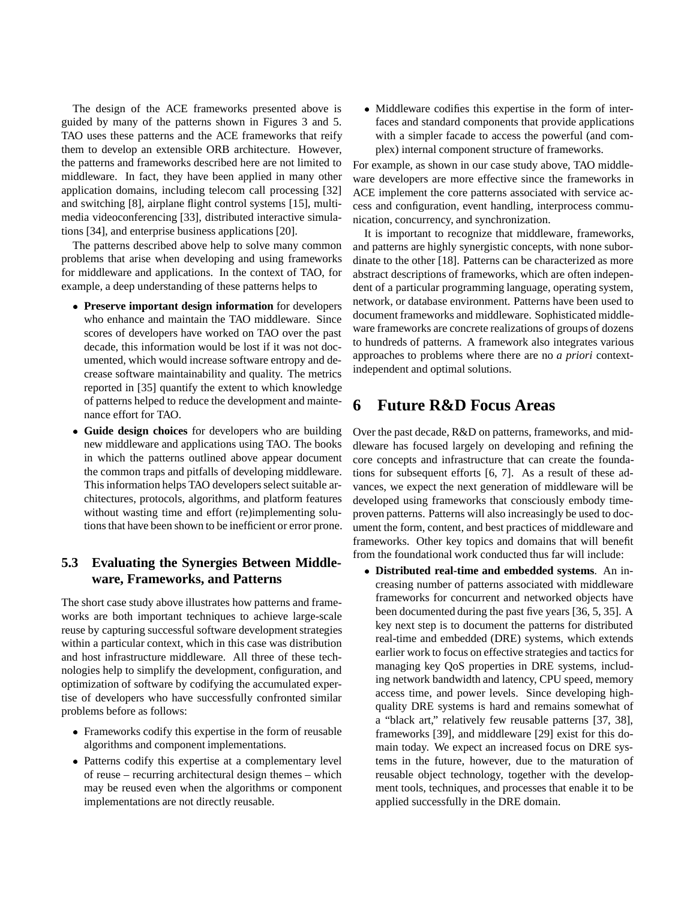The design of the ACE frameworks presented above is guided by many of the patterns shown in Figures 3 and 5. TAO uses these patterns and the ACE frameworks that reify them to develop an extensible ORB architecture. However, the patterns and frameworks described here are not limited to middleware. In fact, they have been applied in many other application domains, including telecom call processing [32] and switching [8], airplane flight control systems [15], multimedia videoconferencing [33], distributed interactive simulations [34], and enterprise business applications [20].

The patterns described above help to solve many common problems that arise when developing and using frameworks for middleware and applications. In the context of TAO, for example, a deep understanding of these patterns helps to

- **Preserve important design information** for developers who enhance and maintain the TAO middleware. Since scores of developers have worked on TAO over the past decade, this information would be lost if it was not documented, which would increase software entropy and decrease software maintainability and quality. The metrics reported in [35] quantify the extent to which knowledge of patterns helped to reduce the development and maintenance effort for TAO.
- **Guide design choices** for developers who are building new middleware and applications using TAO. The books in which the patterns outlined above appear document the common traps and pitfalls of developing middleware. This information helps TAO developers select suitable architectures, protocols, algorithms, and platform features without wasting time and effort (re)implementing solutions that have been shown to be inefficient or error prone.

### 5.3 Evaluating the Synergies Between Middleware, Frameworks, and Patterns

The short case study above illustrates how patterns and frameworks are both important techniques to achieve large-scale reuse by capturing successful software development strategies within a particular context, which in this case was distribution and host infrastructure middleware. All three of these technologies help to simplify the development, configuration, and optimization of software by codifying the accumulated expertise of developers who have successfully confronted similar problems before as follows:

- Frameworks codify this expertise in the form of reusable algorithms and component implementations.
- Patterns codify this expertise at a complementary level of reuse – recurring architectural design themes – which may be reused even when the algorithms or component implementations are not directly reusable.
- Middleware codifies this expertise in the form of interfaces and standard components that provide applications with a simpler facade to access the powerful (and complex) internal component structure of frameworks.

For example, as shown in our case study above, TAO middleware developers are more effective since the frameworks in ACE implement the core patterns associated with service access and configuration, event handling, interprocess communication, concurrency, and synchronization.

It is important to recognize that middleware, frameworks, and patterns are highly synergistic concepts, with none subordinate to the other [18]. Patterns can be characterized as more abstract descriptions of frameworks, which are often independent of a particular programming language, operating system, network, or database environment. Patterns have been used to document frameworks and middleware. Sophisticated middleware frameworks are concrete realizations of groups of dozens to hundreds of patterns. A framework also integrates various approaches to problems where there are no *a priori* context-independent and optimal solutions.

## 6 Future R&D Focus Areas

Over the past decade, R&D on patterns, frameworks, and middleware has focused largely on developing and refining the core concepts and infrastructure that can create the foundations for subsequent efforts [6, 7]. As a result of these advances, we expect the next generation of middleware will be developed using frameworks that consciously embody time-proven patterns. Patterns will also increasingly be used to document the form, content, and best practices of middleware and frameworks. Other key topics and domains that will benefit from the foundational work conducted thus far will include:

- **Distributed real-time and embedded systems**. An increasing number of patterns associated with middleware frameworks for concurrent and networked objects have been documented during the past five years [36, 5, 35]. A key next step is to document the patterns for distributed real-time and embedded (DRE) systems, which extends earlier work to focus on effective strategies and tactics for managing key QoS properties in DRE systems, including network bandwidth and latency, CPU speed, memory access time, and power levels. Since developing high-quality DRE systems is hard and remains somewhat of a "black art," relatively few reusable patterns [37, 38], frameworks [39], and middleware [29] exist for this domain today. We expect an increased focus on DRE systems in the future, however, due to the maturation of reusable object technology, together with the development tools, techniques, and processes that enable it to be applied successfully in the DRE domain.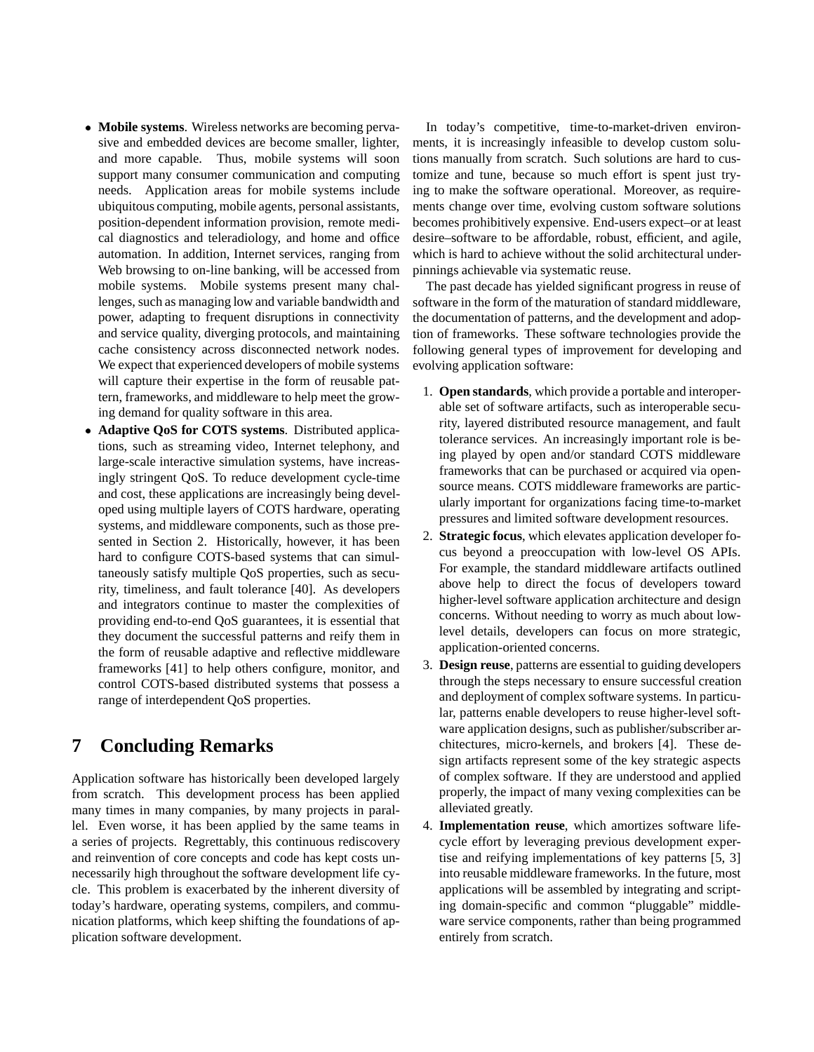- **Mobile systems**. Wireless networks are becoming pervasive and embedded devices are become smaller, lighter, and more capable. Thus, mobile systems will soon support many consumer communication and computing needs. Application areas for mobile systems include ubiquitous computing, mobile agents, personal assistants, position-dependent information provision, remote medical diagnostics and teleradiology, and home and office automation. In addition, Internet services, ranging from Web browsing to on-line banking, will be accessed from mobile systems. Mobile systems present many challenges, such as managing low and variable bandwidth and power, adapting to frequent disruptions in connectivity and service quality, diverging protocols, and maintaining cache consistency across disconnected network nodes. We expect that experienced developers of mobile systems will capture their expertise in the form of reusable pattern, frameworks, and middleware to help meet the growing demand for quality software in this area.
- **Adaptive QoS for COTS systems**. Distributed applications, such as streaming video, Internet telephony, and large-scale interactive simulation systems, have increasingly stringent QoS. To reduce development cycle-time and cost, these applications are increasingly being developed using multiple layers of COTS hardware, operating systems, and middleware components, such as those presented in Section 2. Historically, however, it has been hard to configure COTS-based systems that can simultaneously satisfy multiple QoS properties, such as security, timeliness, and fault tolerance [40]. As developers and integrators continue to master the complexities of providing end-to-end QoS guarantees, it is essential that they document the successful patterns and reify them in the form of reusable adaptive and reflective middleware frameworks [41] to help others configure, monitor, and control COTS-based distributed systems that possess a range of interdependent QoS properties.

# 7 Concluding Remarks

Application software has historically been developed largely from scratch. This development process has been applied many times in many companies, by many projects in parallel. Even worse, it has been applied by the same teams in a series of projects. Regrettably, this continuous rediscovery and reinvention of core concepts and code has kept costs unnecessarily high throughout the software development life cycle. This problem is exacerbated by the inherent diversity of today's hardware, operating systems, compilers, and communication platforms, which keep shifting the foundations of application software development.

In today's competitive, time-to-market-driven environments, it is increasingly infeasible to develop custom solutions manually from scratch. Such solutions are hard to customize and tune, because so much effort is spent just trying to make the software operational. Moreover, as requirements change over time, evolving custom software solutions becomes prohibitively expensive. End-users expect–or at least desire–software to be affordable, robust, efficient, and agile, which is hard to achieve without the solid architectural underpinnings achievable via systematic reuse.

The past decade has yielded significant progress in reuse of software in the form of the maturation of standard middleware, the documentation of patterns, and the development and adoption of frameworks. These software technologies provide the following general types of improvement for developing and evolving application software:

1. **Open standards**, which provide a portable and interoperable set of software artifacts, such as interoperable security, layered distributed resource management, and fault tolerance services. An increasingly important role is being played by open and/or standard COTS middleware frameworks that can be purchased or acquired via open-source means. COTS middleware frameworks are particularly important for organizations facing time-to-market pressures and limited software development resources.
2. **Strategic focus**, which elevates application developer focus beyond a preoccupation with low-level OS APIs. For example, the standard middleware artifacts outlined above help to direct the focus of developers toward higher-level software application architecture and design concerns. Without needing to worry as much about low-level details, developers can focus on more strategic, application-oriented concerns.
3. **Design reuse**, patterns are essential to guiding developers through the steps necessary to ensure successful creation and deployment of complex software systems. In particular, patterns enable developers to reuse higher-level software application designs, such as publisher/subscriber architectures, micro-kernels, and brokers [4]. These design artifacts represent some of the key strategic aspects of complex software. If they are understood and applied properly, the impact of many vexing complexities can be alleviated greatly.
4. **Implementation reuse**, which amortizes software lifecycle effort by leveraging previous development expertise and reifying implementations of key patterns [5, 3] into reusable middleware frameworks. In the future, most applications will be assembled by integrating and scripting domain-specific and common "pluggable" middleware service components, rather than being programmed entirely from scratch.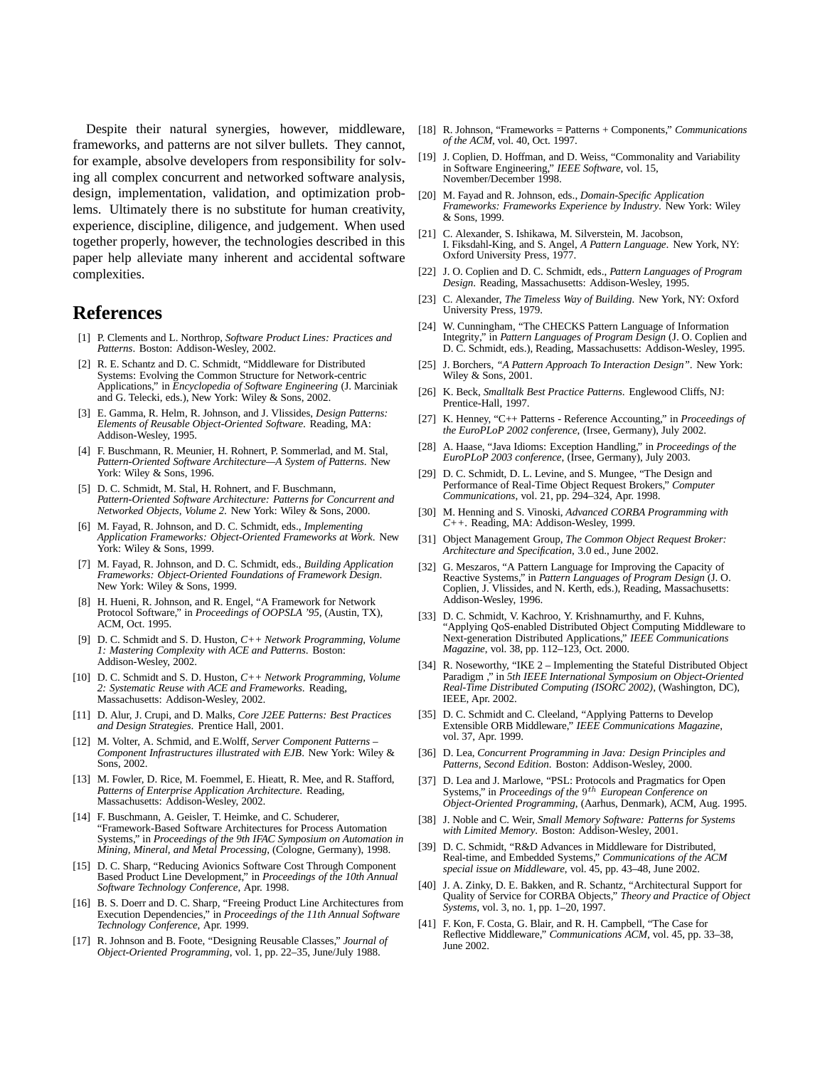Despite their natural synergies, however, middleware, frameworks, and patterns are not silver bullets. They cannot, for example, absolve developers from responsibility for solving all complex concurrent and networked software analysis, design, implementation, validation, and optimization problems. Ultimately there is no substitute for human creativity, experience, discipline, diligence, and judgement. When used together properly, however, the technologies described in this paper help alleviate many inherent and accidental software complexities.

# References

[1] P. Clements and L. Northrop, *Software Product Lines: Practices and Patterns*. Boston: Addison-Wesley, 2002.

[2] R. E. Schantz and D. C. Schmidt, "Middleware for Distributed Systems: Evolving the Common Structure for Network-centric Applications," in *Encyclopedia of Software Engineering* (J. Marciniak and G. Telecki, eds.), New York: Wiley & Sons, 2002.

[3] E. Gamma, R. Helm, R. Johnson, and J. Vlissides, *Design Patterns: Elements of Reusable Object-Oriented Software*. Reading, MA: Addison-Wesley, 1995.

[4] F. Buschmann, R. Meunier, H. Rohnert, P. Sommerlad, and M. Stal, *Pattern-Oriented Software Architecture—A System of Patterns*. New York: Wiley & Sons, 1996.

[5] D. C. Schmidt, M. Stal, H. Rohnert, and F. Buschmann, *Pattern-Oriented Software Architecture: Patterns for Concurrent and Networked Objects, Volume 2*. New York: Wiley & Sons, 2000.

[6] M. Fayad, R. Johnson, and D. C. Schmidt, eds., *Implementing Application Frameworks: Object-Oriented Frameworks at Work*. New York: Wiley & Sons, 1999.

[7] M. Fayad, R. Johnson, and D. C. Schmidt, eds., *Building Application Frameworks: Object-Oriented Foundations of Framework Design*. New York: Wiley & Sons, 1999.

[8] H. Hueni, R. Johnson, and R. Engel, "A Framework for Network Protocol Software," in *Proceedings of OOPSLA '95*, (Austin, TX), ACM, Oct. 1995.

[9] D. C. Schmidt and S. D. Huston, *C++ Network Programming, Volume 1: Mastering Complexity with ACE and Patterns*. Boston: Addison-Wesley, 2002.

[10] D. C. Schmidt and S. D. Huston, *C++ Network Programming, Volume 2: Systematic Reuse with ACE and Frameworks*. Reading, Massachusetts: Addison-Wesley, 2002.

[11] D. Alur, J. Crupi, and D. Malks, *Core J2EE Patterns: Best Practices and Design Strategies*. Prentice Hall, 2001.

[12] M. Volter, A. Schmid, and E.Wolff, *Server Component Patterns – Component Infrastructures illustrated with EJB*. New York: Wiley & Sons, 2002.

[13] M. Fowler, D. Rice, M. Foemmel, E. Hieatt, R. Mee, and R. Stafford, *Patterns of Enterprise Application Architecture*. Reading, Massachusetts: Addison-Wesley, 2002.

[14] F. Buschmann, A. Geisler, T. Heimke, and C. Schuderer, "Framework-Based Software Architectures for Process Automation Systems," in *Proceedings of the 9th IFAC Symposium on Automation in Mining, Mineral, and Metal Processing*, (Cologne, Germany), 1998.

[15] D. C. Sharp, "Reducing Avionics Software Cost Through Component Based Product Line Development," in *Proceedings of the 10th Annual Software Technology Conference*, Apr. 1998.

[16] B. S. Doerr and D. C. Sharp, "Freeing Product Line Architectures from Execution Dependencies," in *Proceedings of the 11th Annual Software Technology Conference*, Apr. 1999.

[17] R. Johnson and B. Foote, "Designing Reusable Classes," *Journal of Object-Oriented Programming*, vol. 1, pp. 22–35, June/July 1988.

[18] R. Johnson, "Frameworks = Patterns + Components," *Communications of the ACM*, vol. 40, Oct. 1997.

[19] J. Coplien, D. Hoffman, and D. Weiss, "Commonality and Variability in Software Engineering," *IEEE Software*, vol. 15, November/December 1998.

[20] M. Fayad and R. Johnson, eds., *Domain-Specific Application Frameworks: Frameworks Experience by Industry*. New York: Wiley & Sons, 1999.

[21] C. Alexander, S. Ishikawa, M. Silverstein, M. Jacobson, I. Fiksdahl-King, and S. Angel, *A Pattern Language*. New York, NY: Oxford University Press, 1977.

[22] J. O. Coplien and D. C. Schmidt, eds., *Pattern Languages of Program Design*. Reading, Massachusetts: Addison-Wesley, 1995.

[23] C. Alexander, *The Timeless Way of Building*. New York, NY: Oxford University Press, 1979.

[24] W. Cunningham, "The CHECKS Pattern Language of Information Integrity," in *Pattern Languages of Program Design* (J. O. Coplien and D. C. Schmidt, eds.), Reading, Massachusetts: Addison-Wesley, 1995.

[25] J. Borchers, *"A Pattern Approach To Interaction Design"*. New York: Wiley & Sons, 2001.

[26] K. Beck, *Smalltalk Best Practice Patterns*. Englewood Cliffs, NJ: Prentice-Hall, 1997.

[27] K. Henney, "C++ Patterns - Reference Accounting," in *Proceedings of the EuroPLoP 2002 conference*, (Irsee, Germany), July 2002.

[28] A. Haase, "Java Idioms: Exception Handling," in *Proceedings of the EuroPLoP 2003 conference*, (Irsee, Germany), July 2003.

[29] D. C. Schmidt, D. L. Levine, and S. Mungee, "The Design and Performance of Real-Time Object Request Brokers," *Computer Communications*, vol. 21, pp. 294–324, Apr. 1998.

[30] M. Henning and S. Vinoski, *Advanced CORBA Programming with C++*. Reading, MA: Addison-Wesley, 1999.

[31] Object Management Group, *The Common Object Request Broker: Architecture and Specification*, 3.0 ed., June 2002.

[32] G. Meszaros, "A Pattern Language for Improving the Capacity of Reactive Systems," in *Pattern Languages of Program Design* (J. O. Coplien, J. Vlissides, and N. Kerth, eds.), Reading, Massachusetts: Addison-Wesley, 1996.

[33] D. C. Schmidt, V. Kachroo, Y. Krishnamurthy, and F. Kuhns, "Applying QoS-enabled Distributed Object Computing Middleware to Next-generation Distributed Applications," *IEEE Communications Magazine*, vol. 38, pp. 112–123, Oct. 2000.

[34] R. Noseworthy, "IKE 2 – Implementing the Stateful Distributed Object Paradigm ," in *5th IEEE International Symposium on Object-Oriented Real-Time Distributed Computing (ISORC 2002)*, (Washington, DC), IEEE, Apr. 2002.

[35] D. C. Schmidt and C. Cleeland, "Applying Patterns to Develop Extensible ORB Middleware," *IEEE Communications Magazine*, vol. 37, Apr. 1999.

[36] D. Lea, *Concurrent Programming in Java: Design Principles and Patterns, Second Edition*. Boston: Addison-Wesley, 2000.

[37] D. Lea and J. Marlowe, "PSL: Protocols and Pragmatics for Open Systems," in *Proceedings of the $9^{th}$ European Conference on Object-Oriented Programming*, (Aarhus, Denmark), ACM, Aug. 1995.

[38] J. Noble and C. Weir, *Small Memory Software: Patterns for Systems with Limited Memory*. Boston: Addison-Wesley, 2001.

[39] D. C. Schmidt, "R&D Advances in Middleware for Distributed, Real-time, and Embedded Systems," *Communications of the ACM special issue on Middleware*, vol. 45, pp. 43–48, June 2002.

[40] J. A. Zinky, D. E. Bakken, and R. Schantz, "Architectural Support for Quality of Service for CORBA Objects," *Theory and Practice of Object Systems*, vol. 3, no. 1, pp. 1–20, 1997.

[41] F. Kon, F. Costa, G. Blair, and R. H. Campbell, "The Case for Reflective Middleware," *Communications ACM*, vol. 45, pp. 33–38, June 2002.